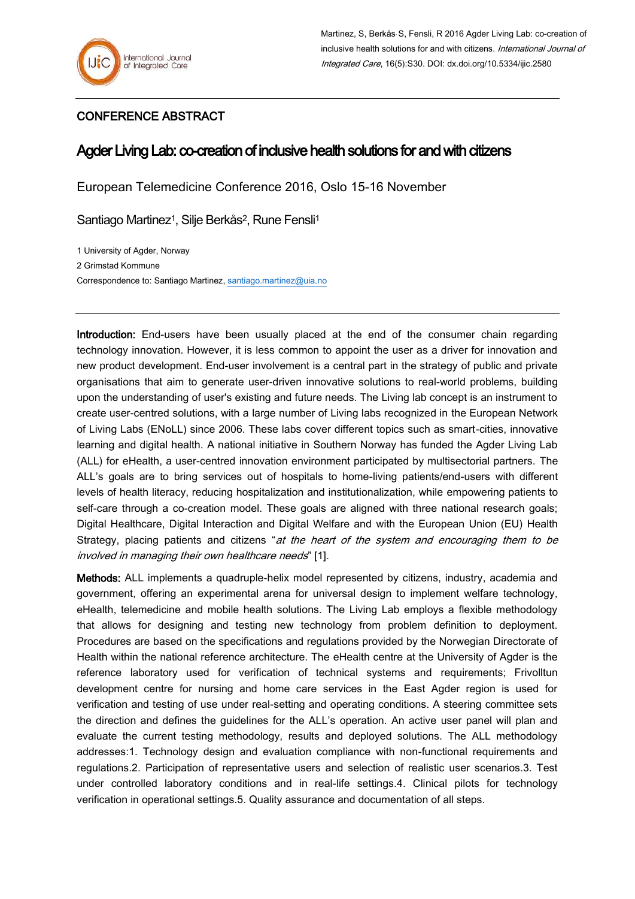Martinez, S, Berkås S, Fensli, R 2016 Agder Living Lab: co-creation of inclusive health solutions for and with citizens. *International Journal of Integrated Care*, 16(5):S30. DOI: dx.doi.org/10.5334/ijic.2580

CONFERENCE ABSTRACT

# Agder Living Lab: co-creation of inclusive health solutions for and with citizens

European Telemedicine Conference 2016, Oslo 15-16 November

Santiago Martinez[1], Silje Berkås[2], Rune Fensli[1]

1 University of Agder, Norway

2 Grimstad Kommune

Correspondence to: Santiago Martinez, santiago.martinez@uia.no

---

**Introduction:** End-users have been usually placed at the end of the consumer chain regarding technology innovation. However, it is less common to appoint the user as a driver for innovation and new product development. End-user involvement is a central part in the strategy of public and private organisations that aim to generate user-driven innovative solutions to real-world problems, building upon the understanding of user's existing and future needs. The Living lab concept is an instrument to create user-centred solutions, with a large number of Living labs recognized in the European Network of Living Labs (ENoLL) since 2006. These labs cover different topics such as smart-cities, innovative learning and digital health. A national initiative in Southern Norway has funded the Agder Living Lab (ALL) for eHealth, a user-centred innovation environment participated by multisectorial partners. The ALL's goals are to bring services out of hospitals to home-living patients/end-users with different levels of health literacy, reducing hospitalization and institutionalization, while empowering patients to self-care through a co-creation model. These goals are aligned with three national research goals; Digital Healthcare, Digital Interaction and Digital Welfare and with the European Union (EU) Health Strategy, placing patients and citizens "*at the heart of the system and encouraging them to be involved in managing their own healthcare needs*" [1].

**Methods:** ALL implements a quadruple-helix model represented by citizens, industry, academia and government, offering an experimental arena for universal design to implement welfare technology, eHealth, telemedicine and mobile health solutions. The Living Lab employs a flexible methodology that allows for designing and testing new technology from problem definition to deployment. Procedures are based on the specifications and regulations provided by the Norwegian Directorate of Health within the national reference architecture. The eHealth centre at the University of Agder is the reference laboratory used for verification of technical systems and requirements; Frivolltun development centre for nursing and home care services in the East Agder region is used for verification and testing of use under real-setting and operating conditions. A steering committee sets the direction and defines the guidelines for the ALL's operation. An active user panel will plan and evaluate the current testing methodology, results and deployed solutions. The ALL methodology addresses:1. Technology design and evaluation compliance with non-functional requirements and regulations.2. Participation of representative users and selection of realistic user scenarios.3. Test under controlled laboratory conditions and in real-life settings.4. Clinical pilots for technology verification in operational settings.5. Quality assurance and documentation of all steps.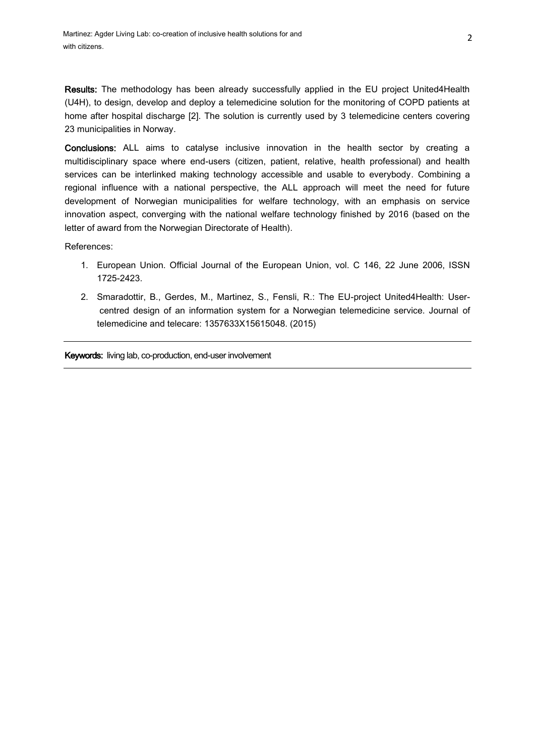**Results:** The methodology has been already successfully applied in the EU project United4Health (U4H), to design, develop and deploy a telemedicine solution for the monitoring of COPD patients at home after hospital discharge [2]. The solution is currently used by 3 telemedicine centers covering 23 municipalities in Norway.

**Conclusions:** ALL aims to catalyse inclusive innovation in the health sector by creating a multidisciplinary space where end-users (citizen, patient, relative, health professional) and health services can be interlinked making technology accessible and usable to everybody. Combining a regional influence with a national perspective, the ALL approach will meet the need for future development of Norwegian municipalities for welfare technology, with an emphasis on service innovation aspect, converging with the national welfare technology finished by 2016 (based on the letter of award from the Norwegian Directorate of Health).

References:

1. European Union. Official Journal of the European Union, vol. C 146, 22 June 2006, ISSN 1725-2423.
2. Smaradottir, B., Gerdes, M., Martinez, S., Fensli, R.: The EU-project United4Health: User-centred design of an information system for a Norwegian telemedicine service. Journal of telemedicine and telecare: 1357633X15615048. (2015)

---

**Keywords:** living lab, co-production, end-user involvement

---